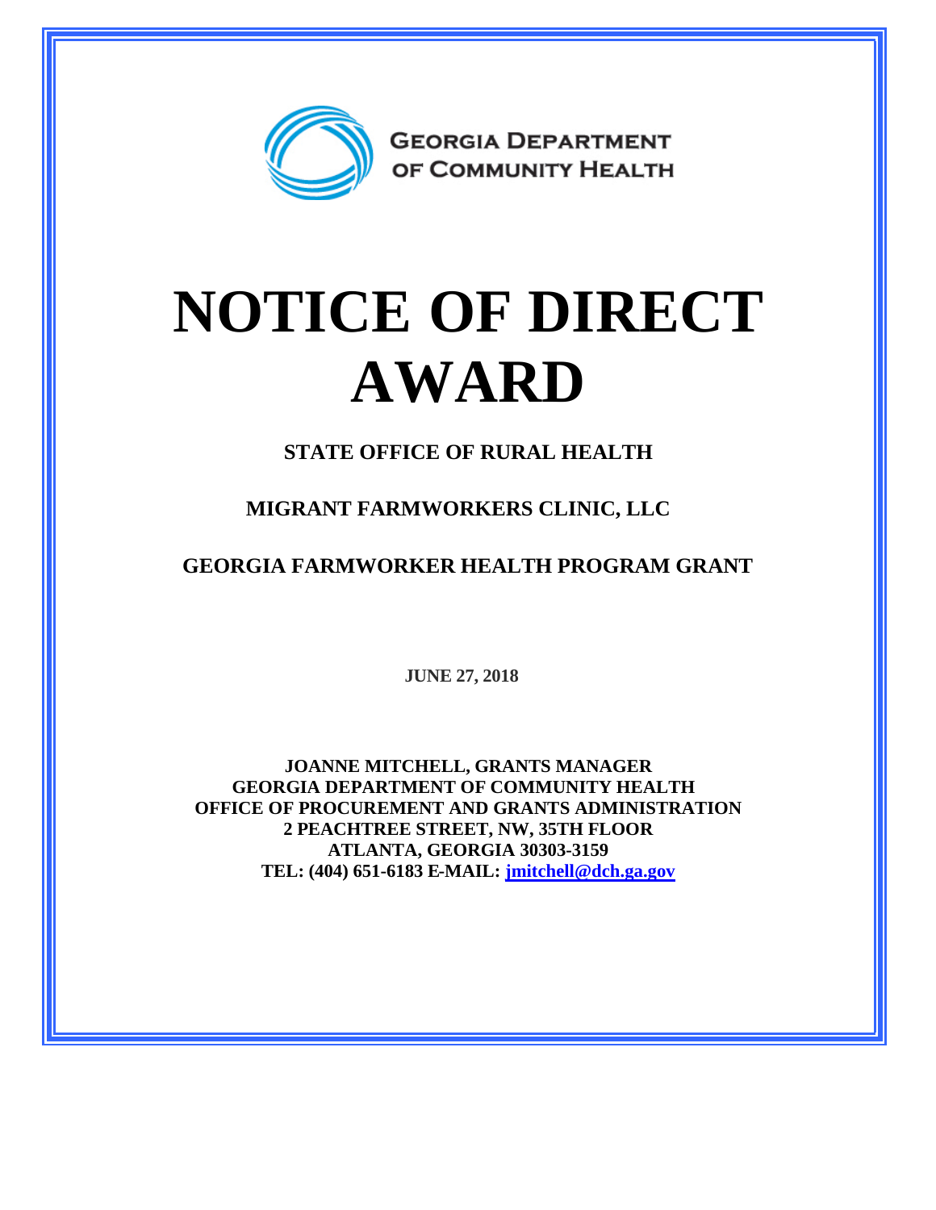GEORGIA DEPARTMENT OF COMMUNITY HEALTH

# NOTICE OF DIRECT AWARD

**STATE OFFICE OF RURAL HEALTH**

**MIGRANT FARMWORKERS CLINIC, LLC**

**GEORGIA FARMWORKER HEALTH PROGRAM GRANT**

**JUNE 27, 2018**

**JOANNE MITCHELL, GRANTS MANAGER**
**GEORGIA DEPARTMENT OF COMMUNITY HEALTH**
**OFFICE OF PROCUREMENT AND GRANTS ADMINISTRATION**
**2 PEACHTREE STREET, NW, 35TH FLOOR**
**ATLANTA, GEORGIA 30303-3159**
**TEL: (404) 651-6183 E-MAIL: jmitchell@dch.ga.gov**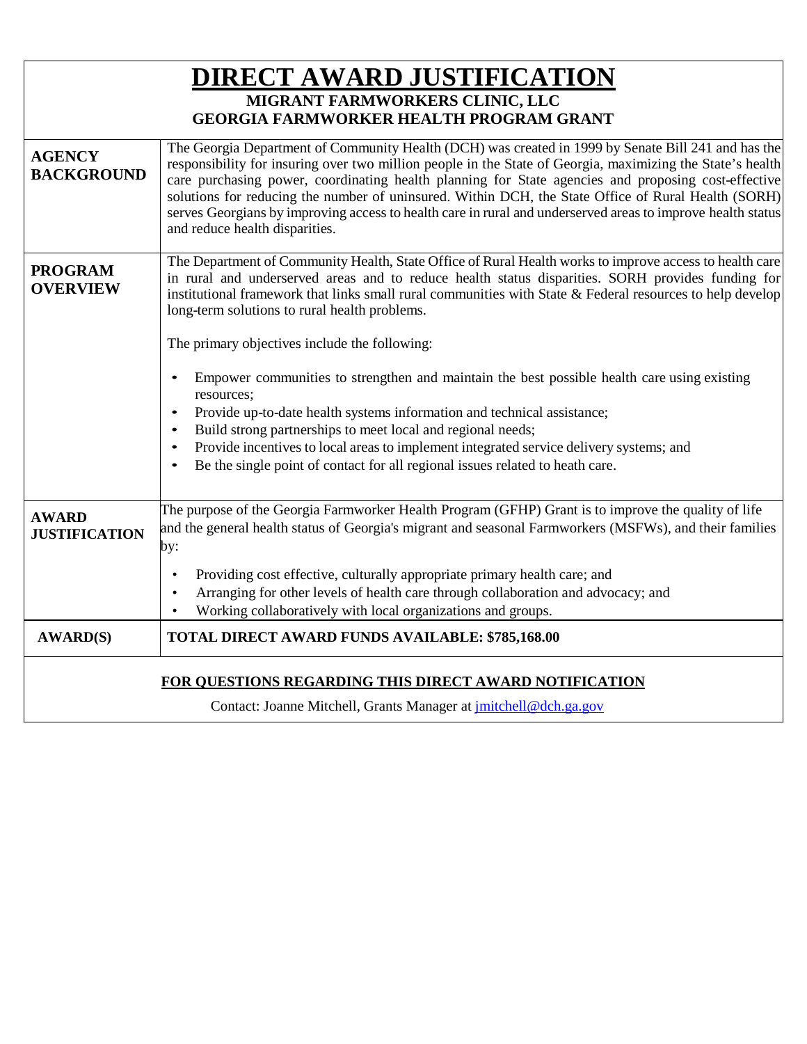# DIRECT AWARD JUSTIFICATION

**MIGRANT FARMWORKERS CLINIC, LLC**
**GEORGIA FARMWORKER HEALTH PROGRAM GRANT**

| | |
|---|---|
| **AGENCY BACKGROUND** | The Georgia Department of Community Health (DCH) was created in 1999 by Senate Bill 241 and has the responsibility for insuring over two million people in the State of Georgia, maximizing the State's health care purchasing power, coordinating health planning for State agencies and proposing cost-effective solutions for reducing the number of uninsured. Within DCH, the State Office of Rural Health (SORH) serves Georgians by improving access to health care in rural and underserved areas to improve health status and reduce health disparities. |
| **PROGRAM OVERVIEW** | The Department of Community Health, State Office of Rural Health works to improve access to health care in rural and underserved areas and to reduce health status disparities. SORH provides funding for institutional framework that links small rural communities with State & Federal resources to help develop long-term solutions to rural health problems.<br><br>The primary objectives include the following:<br><br>• Empower communities to strengthen and maintain the best possible health care using existing resources;<br>• Provide up-to-date health systems information and technical assistance;<br>• Build strong partnerships to meet local and regional needs;<br>• Provide incentives to local areas to implement integrated service delivery systems; and<br>• Be the single point of contact for all regional issues related to heath care. |
| **AWARD JUSTIFICATION** | The purpose of the Georgia Farmworker Health Program (GFHP) Grant is to improve the quality of life and the general health status of Georgia's migrant and seasonal Farmworkers (MSFWs), and their families by:<br><br>• Providing cost effective, culturally appropriate primary health care; and<br>• Arranging for other levels of health care through collaboration and advocacy; and<br>• Working collaboratively with local organizations and groups. |
| **AWARD(S)** | **TOTAL DIRECT AWARD FUNDS AVAILABLE: $785,168.00** |

**FOR QUESTIONS REGARDING THIS DIRECT AWARD NOTIFICATION**

Contact: Joanne Mitchell, Grants Manager at jmitchell@dch.ga.gov